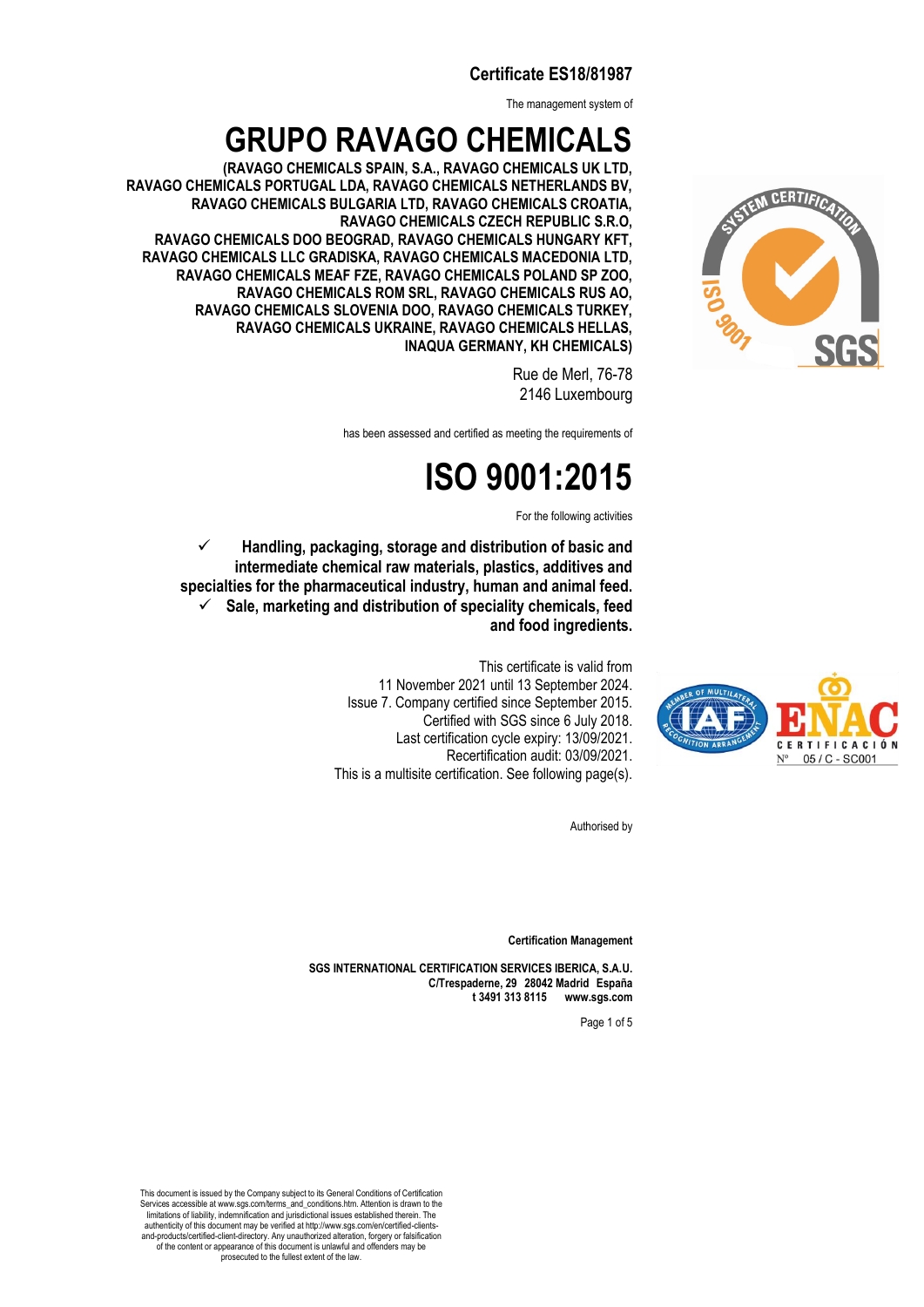**Certificate ES18/81987**

The management system of

# GRUPO RAVAGO CHEMICALS

**(RAVAGO CHEMICALS SPAIN, S.A., RAVAGO CHEMICALS UK LTD, RAVAGO CHEMICALS PORTUGAL LDA, RAVAGO CHEMICALS NETHERLANDS BV, RAVAGO CHEMICALS BULGARIA LTD, RAVAGO CHEMICALS CROATIA, RAVAGO CHEMICALS CZECH REPUBLIC S.R.O, RAVAGO CHEMICALS DOO BEOGRAD, RAVAGO CHEMICALS HUNGARY KFT, RAVAGO CHEMICALS LLC GRADISKA, RAVAGO CHEMICALS MACEDONIA LTD, RAVAGO CHEMICALS MEAF FZE, RAVAGO CHEMICALS POLAND SP ZOO, RAVAGO CHEMICALS ROM SRL, RAVAGO CHEMICALS RUS AO, RAVAGO CHEMICALS SLOVENIA DOO, RAVAGO CHEMICALS TURKEY, RAVAGO CHEMICALS UKRAINE, RAVAGO CHEMICALS HELLAS, INAQUA GERMANY, KH CHEMICALS)**

Rue de Merl, 76-78
2146 Luxembourg

has been assessed and certified as meeting the requirements of

# ISO 9001:2015

For the following activities

- ✓ **Handling, packaging, storage and distribution of basic and intermediate chemical raw materials, plastics, additives and specialties for the pharmaceutical industry, human and animal feed.**
- ✓ **Sale, marketing and distribution of speciality chemicals, feed and food ingredients.**

This certificate is valid from
11 November 2021 until 13 September 2024.
Issue 7. Company certified since September 2015.
Certified with SGS since 6 July 2018.
Last certification cycle expiry: 13/09/2021.
Recertification audit: 03/09/2021.
This is a multisite certification. See following page(s).

ENAC CERTIFICACIÓN Nº 05 / C - SC001

Authorised by

**Certification Management**

**SGS INTERNATIONAL CERTIFICATION SERVICES IBERICA, S.A.U.**
**C/Trespaderne, 29 28042 Madrid España**
**t 3491 313 8115 www.sgs.com**

This document is issued by the Company subject to its General Conditions of Certification Services accessible at www.sgs.com/terms_and_conditions.htm. Attention is drawn to the limitations of liability, indemnification and jurisdictional issues established therein. The authenticity of this document may be verified at http://www.sgs.com/en/certified-clients-and-products/certified-client-directory. Any unauthorized alteration, forgery or falsification of the content or appearance of this document is unlawful and offenders may be prosecuted to the fullest extent of the law.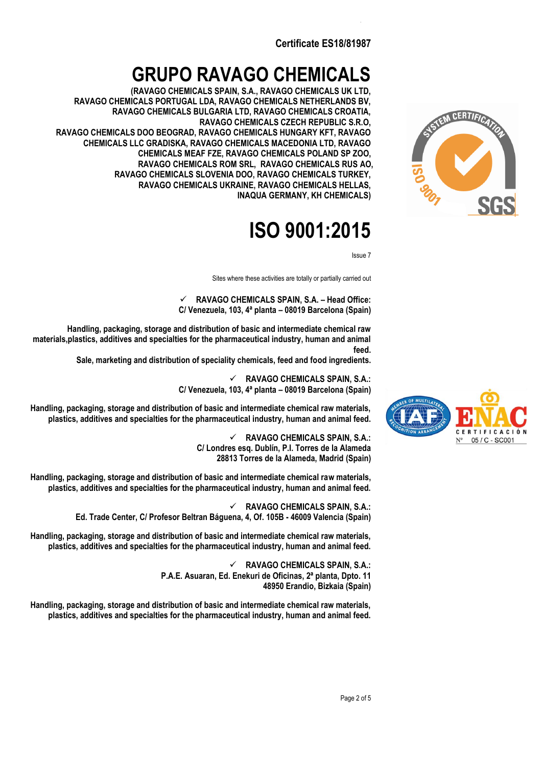**Certificate ES18/81987**

# GRUPO RAVAGO CHEMICALS

**(RAVAGO CHEMICALS SPAIN, S.A., RAVAGO CHEMICALS UK LTD, RAVAGO CHEMICALS PORTUGAL LDA, RAVAGO CHEMICALS NETHERLANDS BV, RAVAGO CHEMICALS BULGARIA LTD, RAVAGO CHEMICALS CROATIA, RAVAGO CHEMICALS CZECH REPUBLIC S.R.O, RAVAGO CHEMICALS DOO BEOGRAD, RAVAGO CHEMICALS HUNGARY KFT, RAVAGO CHEMICALS LLC GRADISKA, RAVAGO CHEMICALS MACEDONIA LTD, RAVAGO CHEMICALS MEAF FZE, RAVAGO CHEMICALS POLAND SP ZOO, RAVAGO CHEMICALS ROM SRL, RAVAGO CHEMICALS RUS AO, RAVAGO CHEMICALS SLOVENIA DOO, RAVAGO CHEMICALS TURKEY, RAVAGO CHEMICALS UKRAINE, RAVAGO CHEMICALS HELLAS, INAQUA GERMANY, KH CHEMICALS)**

# ISO 9001:2015

Issue 7

Sites where these activities are totally or partially carried out

✓ **RAVAGO CHEMICALS SPAIN, S.A. – Head Office:**
**C/ Venezuela, 103, 4ª planta – 08019 Barcelona (Spain)**

**Handling, packaging, storage and distribution of basic and intermediate chemical raw materials,plastics, additives and specialties for the pharmaceutical industry, human and animal feed.**
**Sale, marketing and distribution of speciality chemicals, feed and food ingredients.**

✓ **RAVAGO CHEMICALS SPAIN, S.A.:**
**C/ Venezuela, 103, 4ª planta – 08019 Barcelona (Spain)**

**Handling, packaging, storage and distribution of basic and intermediate chemical raw materials, plastics, additives and specialties for the pharmaceutical industry, human and animal feed.**

✓ **RAVAGO CHEMICALS SPAIN, S.A.:**
**C/ Londres esq. Dublín, P.I. Torres de la Alameda**
**28813 Torres de la Alameda, Madrid (Spain)**

**Handling, packaging, storage and distribution of basic and intermediate chemical raw materials, plastics, additives and specialties for the pharmaceutical industry, human and animal feed.**

✓ **RAVAGO CHEMICALS SPAIN, S.A.:**
**Ed. Trade Center, C/ Profesor Beltran Báguena, 4, Of. 105B - 46009 Valencia (Spain)**

**Handling, packaging, storage and distribution of basic and intermediate chemical raw materials, plastics, additives and specialties for the pharmaceutical industry, human and animal feed.**

✓ **RAVAGO CHEMICALS SPAIN, S.A.:**
**P.A.E. Asuaran, Ed. Enekuri de Oficinas, 2ª planta, Dpto. 11**
**48950 Erandio, Bizkaia (Spain)**

**Handling, packaging, storage and distribution of basic and intermediate chemical raw materials, plastics, additives and specialties for the pharmaceutical industry, human and animal feed.**

ENAC CERTIFICACIÓN Nº 05 / C - SC001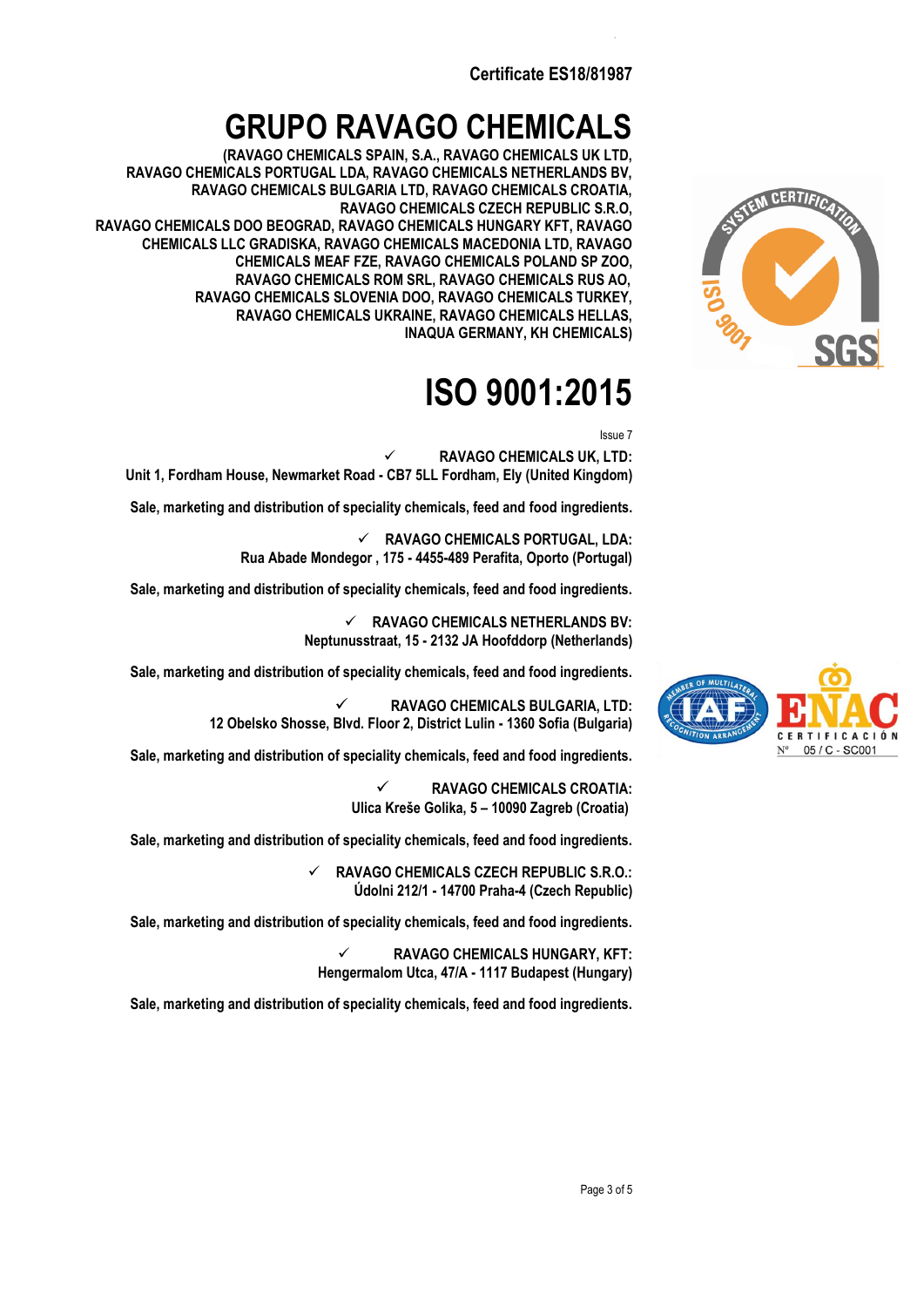Certificate ES18/81987

# GRUPO RAVAGO CHEMICALS

**(RAVAGO CHEMICALS SPAIN, S.A., RAVAGO CHEMICALS UK LTD, RAVAGO CHEMICALS PORTUGAL LDA, RAVAGO CHEMICALS NETHERLANDS BV, RAVAGO CHEMICALS BULGARIA LTD, RAVAGO CHEMICALS CROATIA, RAVAGO CHEMICALS CZECH REPUBLIC S.R.O, RAVAGO CHEMICALS DOO BEOGRAD, RAVAGO CHEMICALS HUNGARY KFT, RAVAGO CHEMICALS LLC GRADISKA, RAVAGO CHEMICALS MACEDONIA LTD, RAVAGO CHEMICALS MEAF FZE, RAVAGO CHEMICALS POLAND SP ZOO, RAVAGO CHEMICALS ROM SRL, RAVAGO CHEMICALS RUS AO, RAVAGO CHEMICALS SLOVENIA DOO, RAVAGO CHEMICALS TURKEY, RAVAGO CHEMICALS UKRAINE, RAVAGO CHEMICALS HELLAS, INAQUA GERMANY, KH CHEMICALS)**

# ISO 9001:2015

Issue 7

✓ **RAVAGO CHEMICALS UK, LTD:**
**Unit 1, Fordham House, Newmarket Road - CB7 5LL Fordham, Ely (United Kingdom)**

**Sale, marketing and distribution of speciality chemicals, feed and food ingredients.**

✓ **RAVAGO CHEMICALS PORTUGAL, LDA:**
**Rua Abade Mondegor , 175 - 4455-489 Perafita, Oporto (Portugal)**

**Sale, marketing and distribution of speciality chemicals, feed and food ingredients.**

✓ **RAVAGO CHEMICALS NETHERLANDS BV:**
**Neptunusstraat, 15 - 2132 JA Hoofddorp (Netherlands)**

**Sale, marketing and distribution of speciality chemicals, feed and food ingredients.**

✓ **RAVAGO CHEMICALS BULGARIA, LTD:**
**12 Obelsko Shosse, Blvd. Floor 2, District Lulin - 1360 Sofia (Bulgaria)**

**Sale, marketing and distribution of speciality chemicals, feed and food ingredients.**

✓ **RAVAGO CHEMICALS CROATIA:**
**Ulica Kreše Golika, 5 – 10090 Zagreb (Croatia)**

**Sale, marketing and distribution of speciality chemicals, feed and food ingredients.**

✓ **RAVAGO CHEMICALS CZECH REPUBLIC S.R.O.:**
**Údolni 212/1 - 14700 Praha-4 (Czech Republic)**

**Sale, marketing and distribution of speciality chemicals, feed and food ingredients.**

✓ **RAVAGO CHEMICALS HUNGARY, KFT:**
**Hengermalom Utca, 47/A - 1117 Budapest (Hungary)**

**Sale, marketing and distribution of speciality chemicals, feed and food ingredients.**

ENAC CERTIFICACIÓN Nº 05 / C - SC001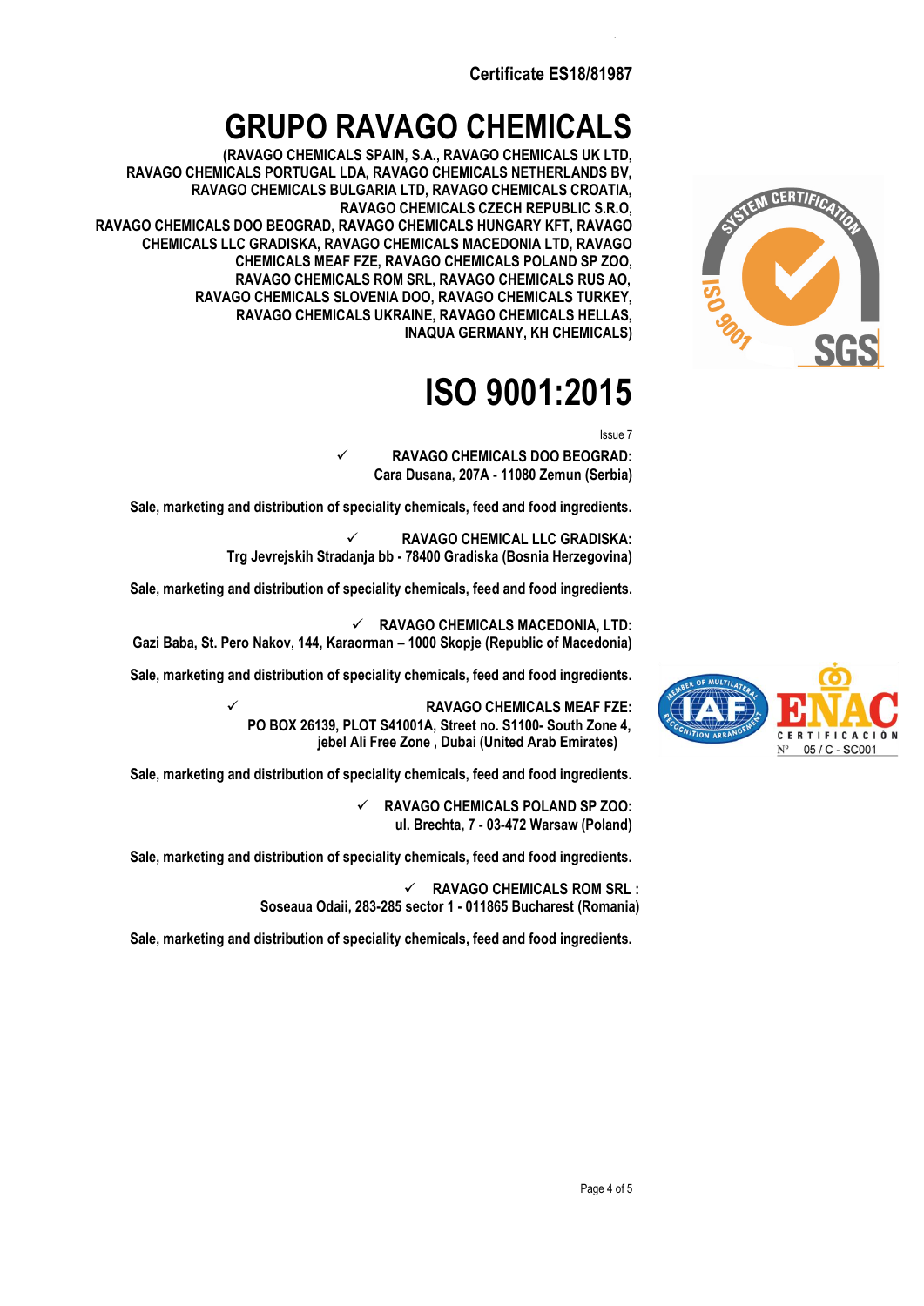**Certificate ES18/81987**

# GRUPO RAVAGO CHEMICALS

**(RAVAGO CHEMICALS SPAIN, S.A., RAVAGO CHEMICALS UK LTD, RAVAGO CHEMICALS PORTUGAL LDA, RAVAGO CHEMICALS NETHERLANDS BV, RAVAGO CHEMICALS BULGARIA LTD, RAVAGO CHEMICALS CROATIA, RAVAGO CHEMICALS CZECH REPUBLIC S.R.O, RAVAGO CHEMICALS DOO BEOGRAD, RAVAGO CHEMICALS HUNGARY KFT, RAVAGO CHEMICALS LLC GRADISKA, RAVAGO CHEMICALS MACEDONIA LTD, RAVAGO CHEMICALS MEAF FZE, RAVAGO CHEMICALS POLAND SP ZOO, RAVAGO CHEMICALS ROM SRL, RAVAGO CHEMICALS RUS AO, RAVAGO CHEMICALS SLOVENIA DOO, RAVAGO CHEMICALS TURKEY, RAVAGO CHEMICALS UKRAINE, RAVAGO CHEMICALS HELLAS, INAQUA GERMANY, KH CHEMICALS)**

# ISO 9001:2015

Issue 7

✓ **RAVAGO CHEMICALS DOO BEOGRAD:**
**Cara Dusana, 207A - 11080 Zemun (Serbia)**

**Sale, marketing and distribution of speciality chemicals, feed and food ingredients.**

✓ **RAVAGO CHEMICAL LLC GRADISKA:**
**Trg Jevrejskih Stradanja bb - 78400 Gradiska (Bosnia Herzegovina)**

**Sale, marketing and distribution of speciality chemicals, feed and food ingredients.**

✓ **RAVAGO CHEMICALS MACEDONIA, LTD:**
**Gazi Baba, St. Pero Nakov, 144, Karaorman – 1000 Skopje (Republic of Macedonia)**

**Sale, marketing and distribution of speciality chemicals, feed and food ingredients.**

✓ **RAVAGO CHEMICALS MEAF FZE:**
**PO BOX 26139, PLOT S41001A, Street no. S1100- South Zone 4, jebel Ali Free Zone , Dubai (United Arab Emirates)**

**Sale, marketing and distribution of speciality chemicals, feed and food ingredients.**

✓ **RAVAGO CHEMICALS POLAND SP ZOO:**
**ul. Brechta, 7 - 03-472 Warsaw (Poland)**

**Sale, marketing and distribution of speciality chemicals, feed and food ingredients.**

✓ **RAVAGO CHEMICALS ROM SRL :**
**Soseaua Odaii, 283-285 sector 1 - 011865 Bucharest (Romania)**

**Sale, marketing and distribution of speciality chemicals, feed and food ingredients.**

ENAC CERTIFICACIÓN Nº 05 / C - SC001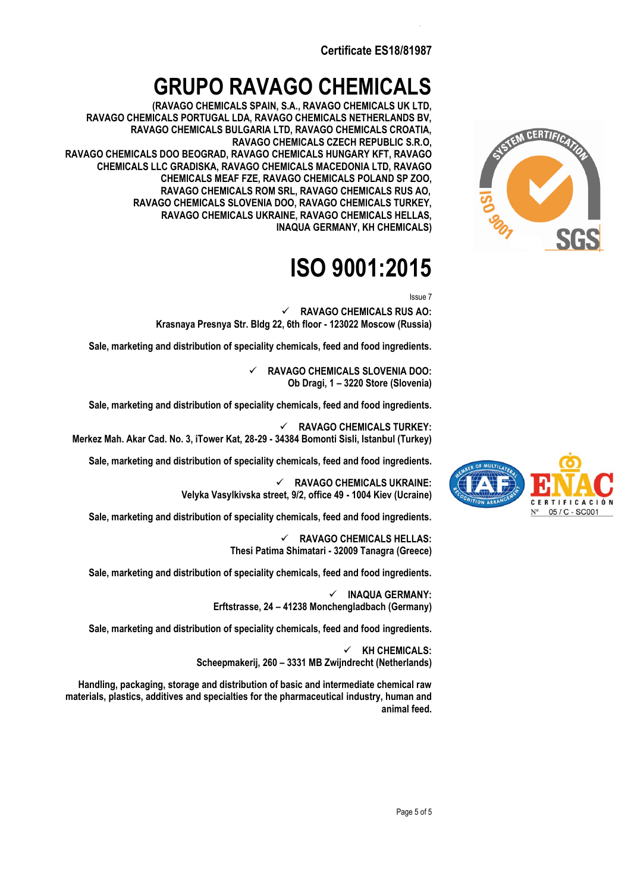Certificate ES18/81987

# GRUPO RAVAGO CHEMICALS

**(RAVAGO CHEMICALS SPAIN, S.A., RAVAGO CHEMICALS UK LTD, RAVAGO CHEMICALS PORTUGAL LDA, RAVAGO CHEMICALS NETHERLANDS BV, RAVAGO CHEMICALS BULGARIA LTD, RAVAGO CHEMICALS CROATIA, RAVAGO CHEMICALS CZECH REPUBLIC S.R.O, RAVAGO CHEMICALS DOO BEOGRAD, RAVAGO CHEMICALS HUNGARY KFT, RAVAGO CHEMICALS LLC GRADISKA, RAVAGO CHEMICALS MACEDONIA LTD, RAVAGO CHEMICALS MEAF FZE, RAVAGO CHEMICALS POLAND SP ZOO, RAVAGO CHEMICALS ROM SRL, RAVAGO CHEMICALS RUS AO, RAVAGO CHEMICALS SLOVENIA DOO, RAVAGO CHEMICALS TURKEY, RAVAGO CHEMICALS UKRAINE, RAVAGO CHEMICALS HELLAS, INAQUA GERMANY, KH CHEMICALS)**

# ISO 9001:2015

Issue 7

✓ **RAVAGO CHEMICALS RUS AO:**
**Krasnaya Presnya Str. Bldg 22, 6th floor - 123022 Moscow (Russia)**

**Sale, marketing and distribution of speciality chemicals, feed and food ingredients.**

✓ **RAVAGO CHEMICALS SLOVENIA DOO:**
**Ob Dragi, 1 – 3220 Store (Slovenia)**

**Sale, marketing and distribution of speciality chemicals, feed and food ingredients.**

✓ **RAVAGO CHEMICALS TURKEY:**
**Merkez Mah. Akar Cad. No. 3, iTower Kat, 28-29 - 34384 Bomonti Sisli, Istanbul (Turkey)**

**Sale, marketing and distribution of speciality chemicals, feed and food ingredients.**

✓ **RAVAGO CHEMICALS UKRAINE:**
**Velyka Vasylkivska street, 9/2, office 49 - 1004 Kiev (Ucraine)**

**Sale, marketing and distribution of speciality chemicals, feed and food ingredients.**

✓ **RAVAGO CHEMICALS HELLAS:**
**Thesi Patima Shimatari - 32009 Tanagra (Greece)**

**Sale, marketing and distribution of speciality chemicals, feed and food ingredients.**

✓ **INAQUA GERMANY:**
**Erftstrasse, 24 – 41238 Monchengladbach (Germany)**

**Sale, marketing and distribution of speciality chemicals, feed and food ingredients.**

✓ **KH CHEMICALS:**
**Scheepmakerij, 260 – 3331 MB Zwijndrecht (Netherlands)**

**Handling, packaging, storage and distribution of basic and intermediate chemical raw materials, plastics, additives and specialties for the pharmaceutical industry, human and animal feed.**

ENAC CERTIFICACIÓN Nº 05 / C - SC001